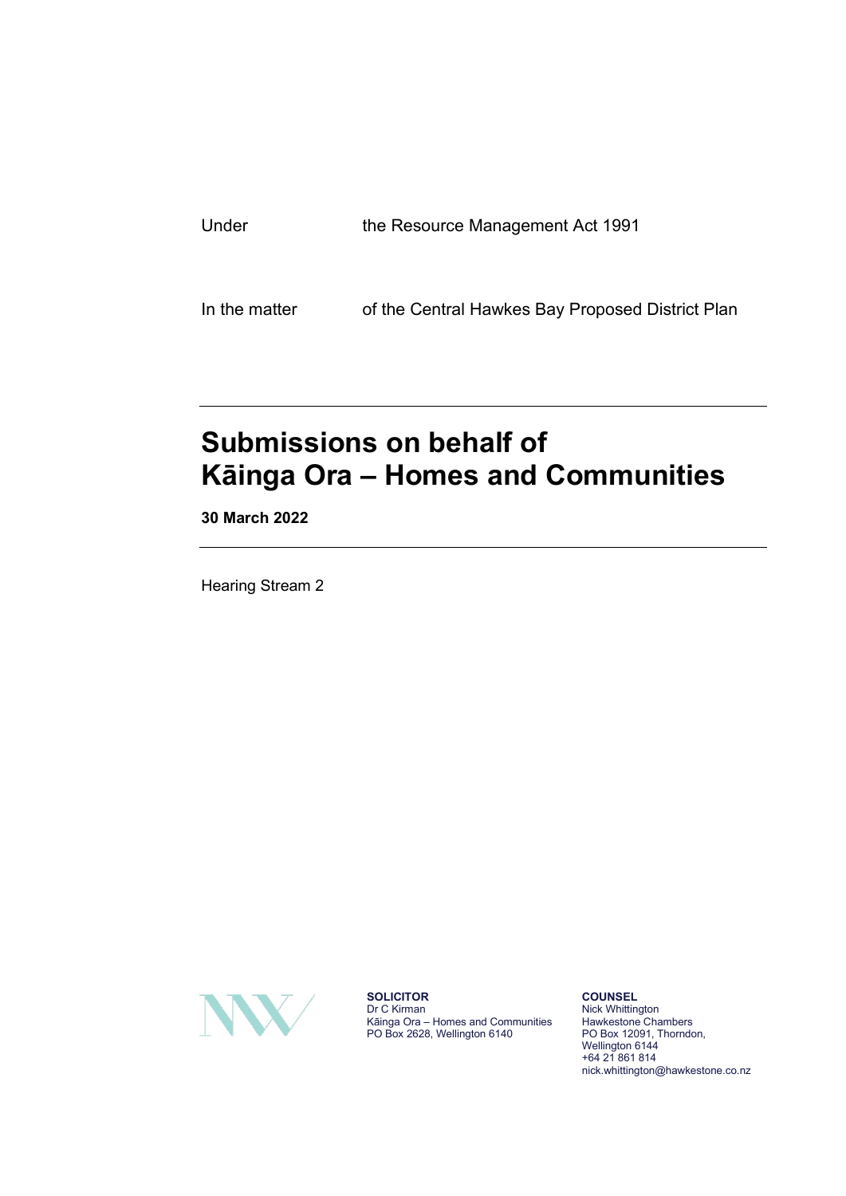Under the Resource Management Act 1991

In the matter of the Central Hawkes Bay Proposed District Plan

---

# Submissions on behalf of Kāinga Ora – Homes and Communities

**30 March 2022**

---

Hearing Stream 2

**SOLICITOR**
Dr C Kirman
Kāinga Ora – Homes and Communities
PO Box 2628, Wellington 6140

**COUNSEL**
Nick Whittington
Hawkestone Chambers
PO Box 12091, Thorndon,
Wellington 6144
+64 21 861 814
nick.whittington@hawkestone.co.nz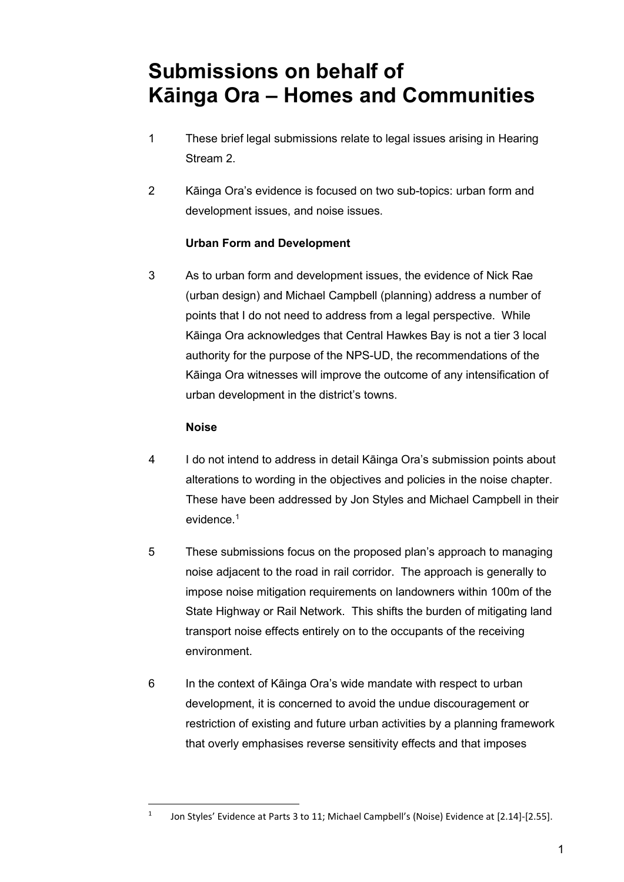# Submissions on behalf of Kāinga Ora – Homes and Communities

1 These brief legal submissions relate to legal issues arising in Hearing Stream 2.

2 Kāinga Ora's evidence is focused on two sub-topics: urban form and development issues, and noise issues.

**Urban Form and Development**

3 As to urban form and development issues, the evidence of Nick Rae (urban design) and Michael Campbell (planning) address a number of points that I do not need to address from a legal perspective. While Kāinga Ora acknowledges that Central Hawkes Bay is not a tier 3 local authority for the purpose of the NPS-UD, the recommendations of the Kāinga Ora witnesses will improve the outcome of any intensification of urban development in the district's towns.

**Noise**

4 I do not intend to address in detail Kāinga Ora's submission points about alterations to wording in the objectives and policies in the noise chapter. These have been addressed by Jon Styles and Michael Campbell in their evidence.[1]

5 These submissions focus on the proposed plan's approach to managing noise adjacent to the road in rail corridor. The approach is generally to impose noise mitigation requirements on landowners within 100m of the State Highway or Rail Network. This shifts the burden of mitigating land transport noise effects entirely on to the occupants of the receiving environment.

6 In the context of Kāinga Ora's wide mandate with respect to urban development, it is concerned to avoid the undue discouragement or restriction of existing and future urban activities by a planning framework that overly emphasises reverse sensitivity effects and that imposes

[1] Jon Styles' Evidence at Parts 3 to 11; Michael Campbell's (Noise) Evidence at [2.14]-[2.55].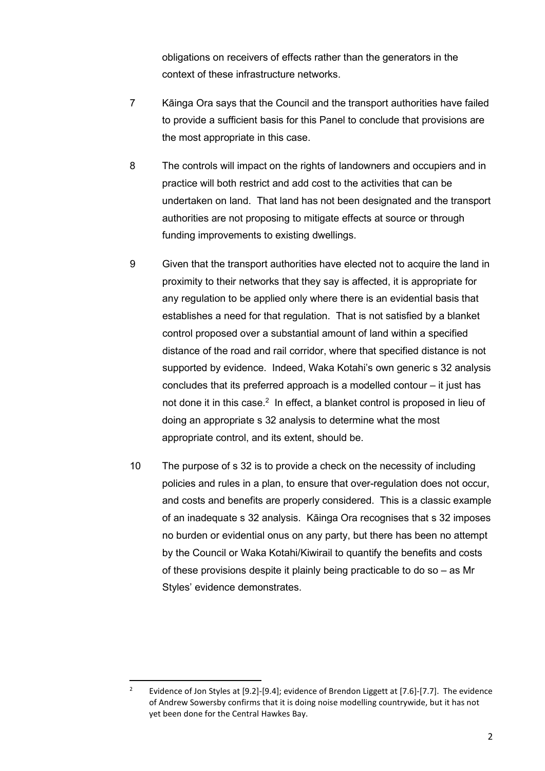obligations on receivers of effects rather than the generators in the context of these infrastructure networks.

7 Kāinga Ora says that the Council and the transport authorities have failed to provide a sufficient basis for this Panel to conclude that provisions are the most appropriate in this case.

8 The controls will impact on the rights of landowners and occupiers and in practice will both restrict and add cost to the activities that can be undertaken on land. That land has not been designated and the transport authorities are not proposing to mitigate effects at source or through funding improvements to existing dwellings.

9 Given that the transport authorities have elected not to acquire the land in proximity to their networks that they say is affected, it is appropriate for any regulation to be applied only where there is an evidential basis that establishes a need for that regulation. That is not satisfied by a blanket control proposed over a substantial amount of land within a specified distance of the road and rail corridor, where that specified distance is not supported by evidence. Indeed, Waka Kotahi's own generic s 32 analysis concludes that its preferred approach is a modelled contour – it just has not done it in this case.[2] In effect, a blanket control is proposed in lieu of doing an appropriate s 32 analysis to determine what the most appropriate control, and its extent, should be.

10 The purpose of s 32 is to provide a check on the necessity of including policies and rules in a plan, to ensure that over-regulation does not occur, and costs and benefits are properly considered. This is a classic example of an inadequate s 32 analysis. Kāinga Ora recognises that s 32 imposes no burden or evidential onus on any party, but there has been no attempt by the Council or Waka Kotahi/Kiwirail to quantify the benefits and costs of these provisions despite it plainly being practicable to do so – as Mr Styles' evidence demonstrates.

---

[2] Evidence of Jon Styles at [9.2]-[9.4]; evidence of Brendon Liggett at [7.6]-[7.7]. The evidence of Andrew Sowersby confirms that it is doing noise modelling countrywide, but it has not yet been done for the Central Hawkes Bay.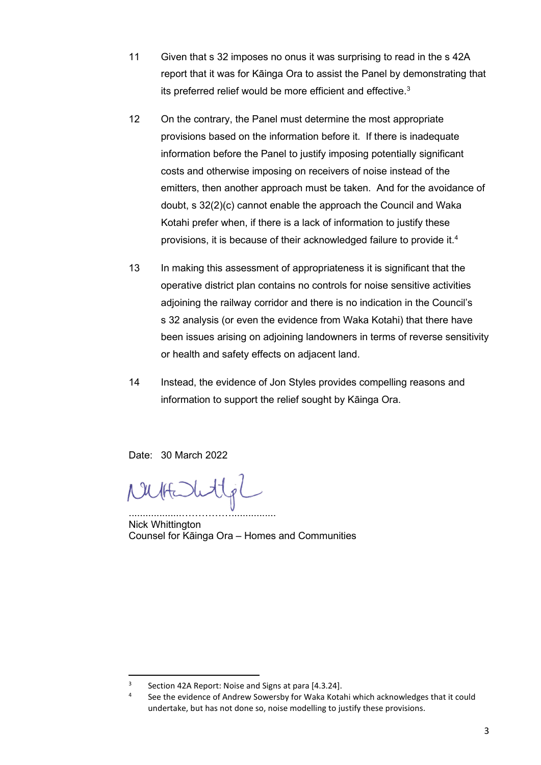11 Given that s 32 imposes no onus it was surprising to read in the s 42A report that it was for Kāinga Ora to assist the Panel by demonstrating that its preferred relief would be more efficient and effective.[3]

12 On the contrary, the Panel must determine the most appropriate provisions based on the information before it. If there is inadequate information before the Panel to justify imposing potentially significant costs and otherwise imposing on receivers of noise instead of the emitters, then another approach must be taken. And for the avoidance of doubt, s 32(2)(c) cannot enable the approach the Council and Waka Kotahi prefer when, if there is a lack of information to justify these provisions, it is because of their acknowledged failure to provide it.[4]

13 In making this assessment of appropriateness it is significant that the operative district plan contains no controls for noise sensitive activities adjoining the railway corridor and there is no indication in the Council's s 32 analysis (or even the evidence from Waka Kotahi) that there have been issues arising on adjoining landowners in terms of reverse sensitivity or health and safety effects on adjacent land.

14 Instead, the evidence of Jon Styles provides compelling reasons and information to support the relief sought by Kāinga Ora.

Date: 30 March 2022

.....................................................

Nick Whittington
Counsel for Kāinga Ora – Homes and Communities

---

[3] Section 42A Report: Noise and Signs at para [4.3.24].

[4] See the evidence of Andrew Sowersby for Waka Kotahi which acknowledges that it could undertake, but has not done so, noise modelling to justify these provisions.